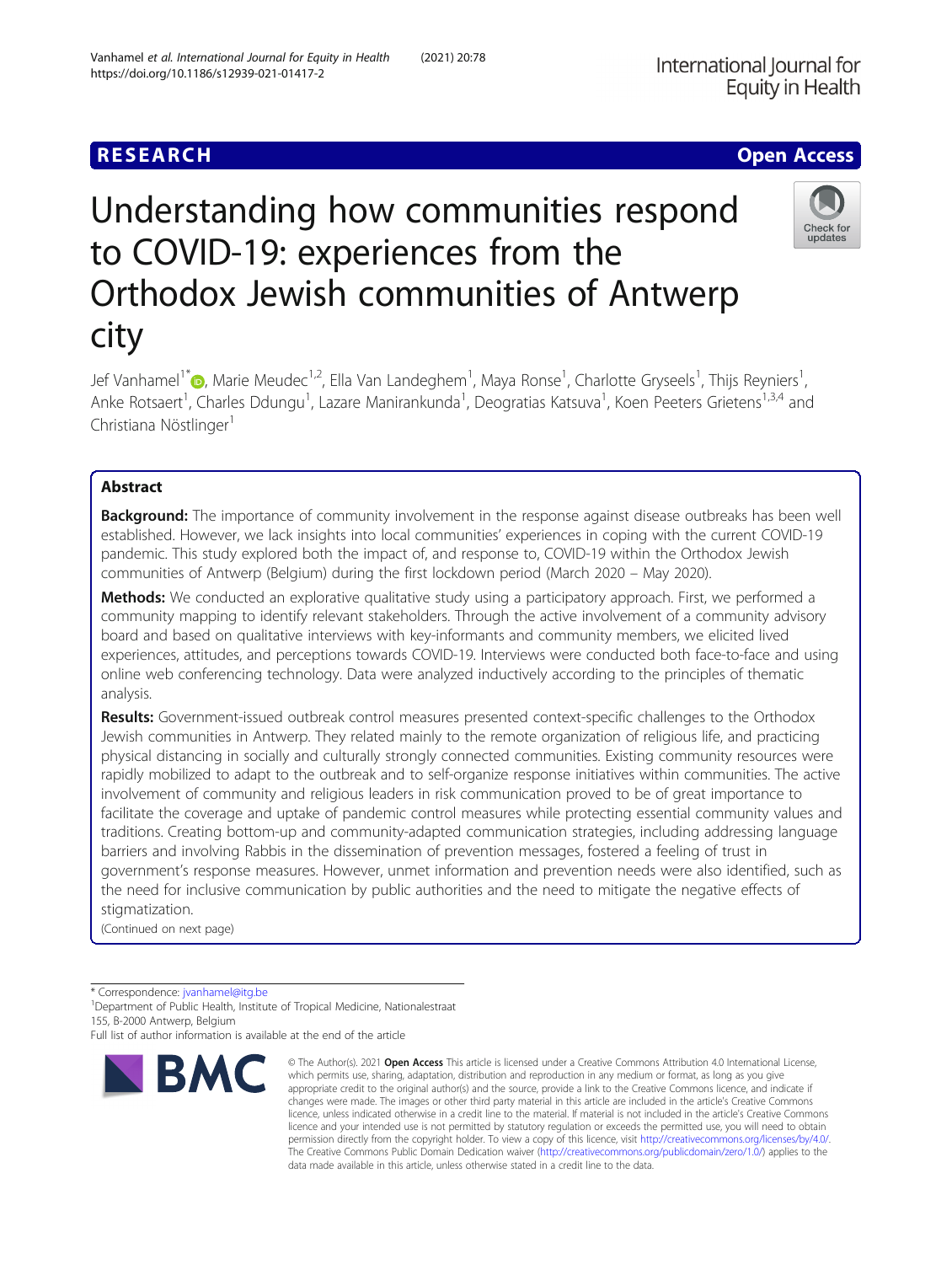**RESEARCH** **Open Access**

# Understanding how communities respond to COVID-19: experiences from the Orthodox Jewish communities of Antwerp city

Jef Vanhamel[1*], Marie Meudec[1,2], Ella Van Landeghem[1], Maya Ronse[1], Charlotte Gryseels[1], Thijs Reyniers[1], Anke Rotsaert[1], Charles Ddungu[1], Lazare Manirankunda[1], Deogratias Katsuva[1], Koen Peeters Grietens[1,3,4] and Christiana Nöstlinger[1]

## Abstract

**Background:** The importance of community involvement in the response against disease outbreaks has been well established. However, we lack insights into local communities' experiences in coping with the current COVID-19 pandemic. This study explored both the impact of, and response to, COVID-19 within the Orthodox Jewish communities of Antwerp (Belgium) during the first lockdown period (March 2020 – May 2020).

**Methods:** We conducted an explorative qualitative study using a participatory approach. First, we performed a community mapping to identify relevant stakeholders. Through the active involvement of a community advisory board and based on qualitative interviews with key-informants and community members, we elicited lived experiences, attitudes, and perceptions towards COVID-19. Interviews were conducted both face-to-face and using online web conferencing technology. Data were analyzed inductively according to the principles of thematic analysis.

**Results:** Government-issued outbreak control measures presented context-specific challenges to the Orthodox Jewish communities in Antwerp. They related mainly to the remote organization of religious life, and practicing physical distancing in socially and culturally strongly connected communities. Existing community resources were rapidly mobilized to adapt to the outbreak and to self-organize response initiatives within communities. The active involvement of community and religious leaders in risk communication proved to be of great importance to facilitate the coverage and uptake of pandemic control measures while protecting essential community values and traditions. Creating bottom-up and community-adapted communication strategies, including addressing language barriers and involving Rabbis in the dissemination of prevention messages, fostered a feeling of trust in government's response measures. However, unmet information and prevention needs were also identified, such as the need for inclusive communication by public authorities and the need to mitigate the negative effects of stigmatization.

(Continued on next page)

\* Correspondence: jvanhamel@itg.be

[1]Department of Public Health, Institute of Tropical Medicine, Nationalestraat 155, B-2000 Antwerp, Belgium

Full list of author information is available at the end of the article

© The Author(s). 2021 **Open Access** This article is licensed under a Creative Commons Attribution 4.0 International License, which permits use, sharing, adaptation, distribution and reproduction in any medium or format, as long as you give appropriate credit to the original author(s) and the source, provide a link to the Creative Commons licence, and indicate if changes were made. The images or other third party material in this article are included in the article's Creative Commons licence, unless indicated otherwise in a credit line to the material. If material is not included in the article's Creative Commons licence and your intended use is not permitted by statutory regulation or exceeds the permitted use, you will need to obtain permission directly from the copyright holder. To view a copy of this licence, visit http://creativecommons.org/licenses/by/4.0/. The Creative Commons Public Domain Dedication waiver (http://creativecommons.org/publicdomain/zero/1.0/) applies to the data made available in this article, unless otherwise stated in a credit line to the data.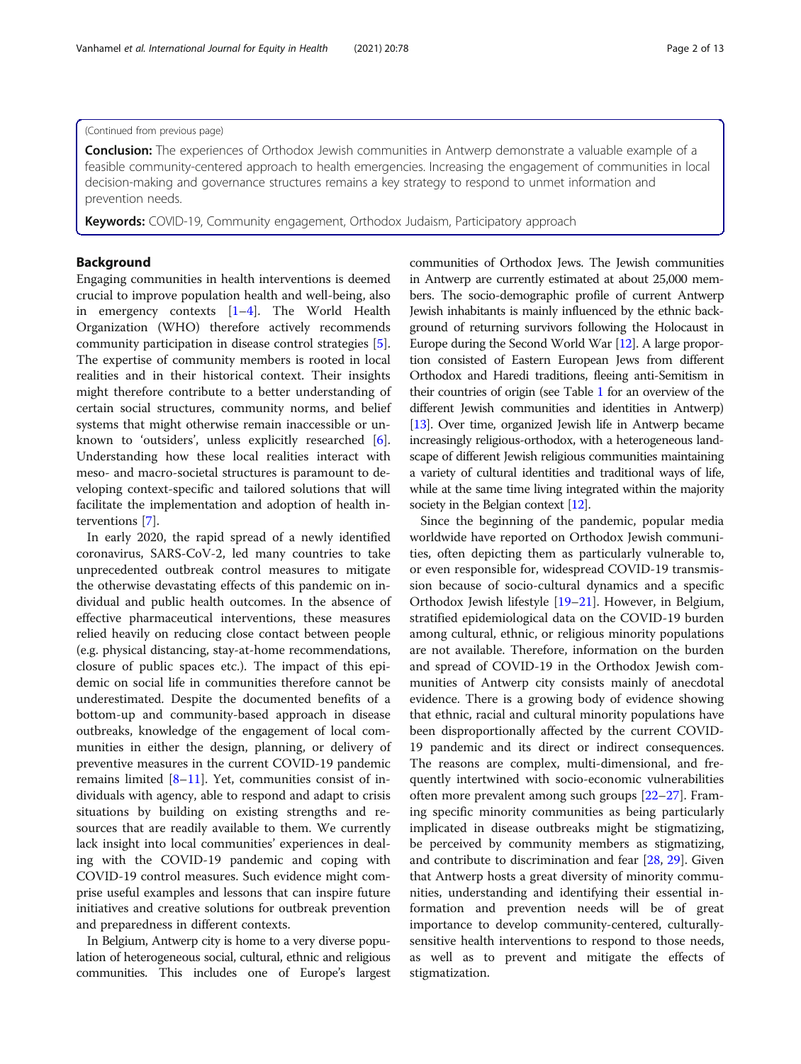(Continued from previous page)

**Conclusion:** The experiences of Orthodox Jewish communities in Antwerp demonstrate a valuable example of a feasible community-centered approach to health emergencies. Increasing the engagement of communities in local decision-making and governance structures remains a key strategy to respond to unmet information and prevention needs.

**Keywords:** COVID-19, Community engagement, Orthodox Judaism, Participatory approach

## Background

Engaging communities in health interventions is deemed crucial to improve population health and well-being, also in emergency contexts [1–4]. The World Health Organization (WHO) therefore actively recommends community participation in disease control strategies [5]. The expertise of community members is rooted in local realities and in their historical context. Their insights might therefore contribute to a better understanding of certain social structures, community norms, and belief systems that might otherwise remain inaccessible or unknown to 'outsiders', unless explicitly researched [6]. Understanding how these local realities interact with meso- and macro-societal structures is paramount to developing context-specific and tailored solutions that will facilitate the implementation and adoption of health interventions [7].

In early 2020, the rapid spread of a newly identified coronavirus, SARS-CoV-2, led many countries to take unprecedented outbreak control measures to mitigate the otherwise devastating effects of this pandemic on individual and public health outcomes. In the absence of effective pharmaceutical interventions, these measures relied heavily on reducing close contact between people (e.g. physical distancing, stay-at-home recommendations, closure of public spaces etc.). The impact of this epidemic on social life in communities therefore cannot be underestimated. Despite the documented benefits of a bottom-up and community-based approach in disease outbreaks, knowledge of the engagement of local communities in either the design, planning, or delivery of preventive measures in the current COVID-19 pandemic remains limited [8–11]. Yet, communities consist of individuals with agency, able to respond and adapt to crisis situations by building on existing strengths and resources that are readily available to them. We currently lack insight into local communities' experiences in dealing with the COVID-19 pandemic and coping with COVID-19 control measures. Such evidence might comprise useful examples and lessons that can inspire future initiatives and creative solutions for outbreak prevention and preparedness in different contexts.

In Belgium, Antwerp city is home to a very diverse population of heterogeneous social, cultural, ethnic and religious communities. This includes one of Europe's largest communities of Orthodox Jews. The Jewish communities in Antwerp are currently estimated at about 25,000 members. The socio-demographic profile of current Antwerp Jewish inhabitants is mainly influenced by the ethnic background of returning survivors following the Holocaust in Europe during the Second World War [12]. A large proportion consisted of Eastern European Jews from different Orthodox and Haredi traditions, fleeing anti-Semitism in their countries of origin (see Table 1 for an overview of the different Jewish communities and identities in Antwerp) [13]. Over time, organized Jewish life in Antwerp became increasingly religious-orthodox, with a heterogeneous landscape of different Jewish religious communities maintaining a variety of cultural identities and traditional ways of life, while at the same time living integrated within the majority society in the Belgian context [12].

Since the beginning of the pandemic, popular media worldwide have reported on Orthodox Jewish communities, often depicting them as particularly vulnerable to, or even responsible for, widespread COVID-19 transmission because of socio-cultural dynamics and a specific Orthodox Jewish lifestyle [19–21]. However, in Belgium, stratified epidemiological data on the COVID-19 burden among cultural, ethnic, or religious minority populations are not available. Therefore, information on the burden and spread of COVID-19 in the Orthodox Jewish communities of Antwerp city consists mainly of anecdotal evidence. There is a growing body of evidence showing that ethnic, racial and cultural minority populations have been disproportionally affected by the current COVID-19 pandemic and its direct or indirect consequences. The reasons are complex, multi-dimensional, and frequently intertwined with socio-economic vulnerabilities often more prevalent among such groups [22–27]. Framing specific minority communities as being particularly implicated in disease outbreaks might be stigmatizing, be perceived by community members as stigmatizing, and contribute to discrimination and fear [28, 29]. Given that Antwerp hosts a great diversity of minority communities, understanding and identifying their essential information and prevention needs will be of great importance to develop community-centered, culturally-sensitive health interventions to respond to those needs, as well as to prevent and mitigate the effects of stigmatization.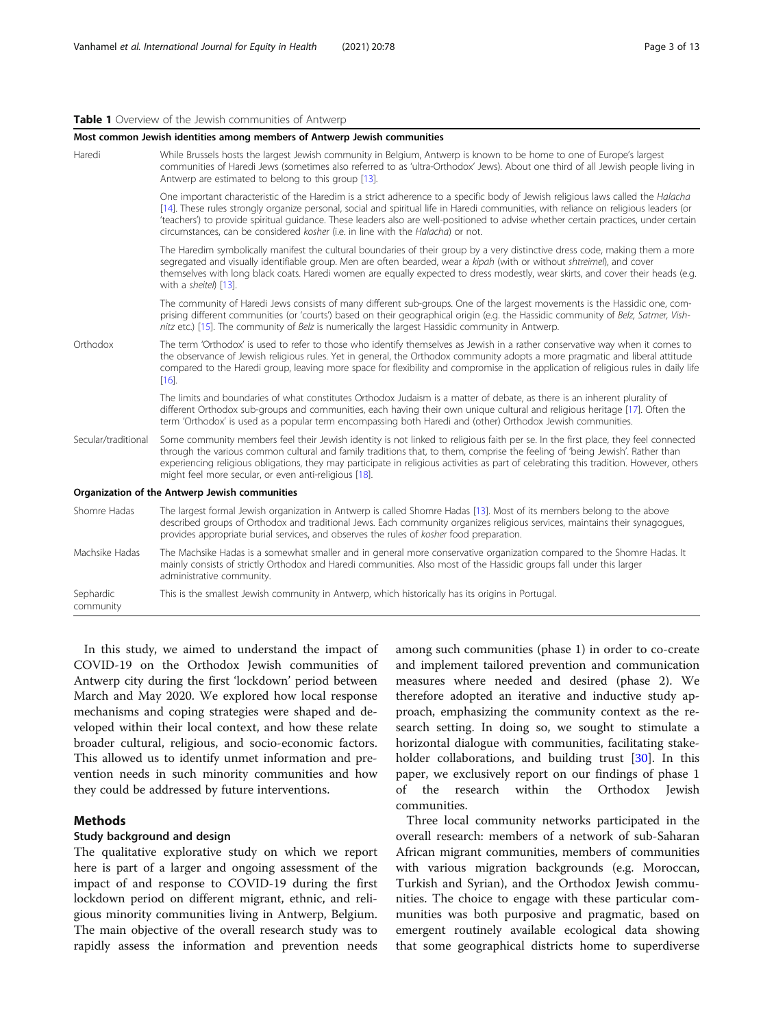**Table 1** Overview of the Jewish communities of Antwerp

| **Most common Jewish identities among members of Antwerp Jewish communities** | |
|---|---|
| Haredi | While Brussels hosts the largest Jewish community in Belgium, Antwerp is known to be home to one of Europe's largest communities of Haredi Jews (sometimes also referred to as 'ultra-Orthodox' Jews). About one third of all Jewish people living in Antwerp are estimated to belong to this group [13]. |
| | One important characteristic of the Haredim is a strict adherence to a specific body of Jewish religious laws called the *Halacha* [14]. These rules strongly organize personal, social and spiritual life in Haredi communities, with reliance on religious leaders (or 'teachers') to provide spiritual guidance. These leaders also are well-positioned to advise whether certain practices, under certain circumstances, can be considered *kosher* (i.e. in line with the *Halacha*) or not. |
| | The Haredim symbolically manifest the cultural boundaries of their group by a very distinctive dress code, making them a more segregated and visually identifiable group. Men are often bearded, wear a *kipah* (with or without *shtreimel*), and cover themselves with long black coats. Haredi women are equally expected to dress modestly, wear skirts, and cover their heads (e.g. with a *sheitel*) [13]. |
| | The community of Haredi Jews consists of many different sub-groups. One of the largest movements is the Hassidic one, comprising different communities (or 'courts') based on their geographical origin (e.g. the Hassidic community of *Belz, Satmer, Vishnitz* etc.) [15]. The community of *Belz* is numerically the largest Hassidic community in Antwerp. |
| Orthodox | The term 'Orthodox' is used to refer to those who identify themselves as Jewish in a rather conservative way when it comes to the observance of Jewish religious rules. Yet in general, the Orthodox community adopts a more pragmatic and liberal attitude compared to the Haredi group, leaving more space for flexibility and compromise in the application of religious rules in daily life [16]. |
| | The limits and boundaries of what constitutes Orthodox Judaism is a matter of debate, as there is an inherent plurality of different Orthodox sub-groups and communities, each having their own unique cultural and religious heritage [17]. Often the term 'Orthodox' is used as a popular term encompassing both Haredi and (other) Orthodox Jewish communities. |
| Secular/traditional | Some community members feel their Jewish identity is not linked to religious faith per se. In the first place, they feel connected through the various common cultural and family traditions that, to them, comprise the feeling of 'being Jewish'. Rather than experiencing religious obligations, they may participate in religious activities as part of celebrating this tradition. However, others might feel more secular, or even anti-religious [18]. |
| **Organization of the Antwerp Jewish communities** | |
| Shomre Hadas | The largest formal Jewish organization in Antwerp is called Shomre Hadas [13]. Most of its members belong to the above described groups of Orthodox and traditional Jews. Each community organizes religious services, maintains their synagogues, provides appropriate burial services, and observes the rules of *kosher* food preparation. |
| Machsike Hadas | The Machsike Hadas is a somewhat smaller and in general more conservative organization compared to the Shomre Hadas. It mainly consists of strictly Orthodox and Haredi communities. Also most of the Hassidic groups fall under this larger administrative community. |
| Sephardic community | This is the smallest Jewish community in Antwerp, which historically has its origins in Portugal. |

In this study, we aimed to understand the impact of COVID-19 on the Orthodox Jewish communities of Antwerp city during the first 'lockdown' period between March and May 2020. We explored how local response mechanisms and coping strategies were shaped and developed within their local context, and how these relate broader cultural, religious, and socio-economic factors. This allowed us to identify unmet information and prevention needs in such minority communities and how they could be addressed by future interventions.

## Methods

### Study background and design

The qualitative explorative study on which we report here is part of a larger and ongoing assessment of the impact of and response to COVID-19 during the first lockdown period on different migrant, ethnic, and religious minority communities living in Antwerp, Belgium. The main objective of the overall research study was to rapidly assess the information and prevention needs among such communities (phase 1) in order to co-create and implement tailored prevention and communication measures where needed and desired (phase 2). We therefore adopted an iterative and inductive study approach, emphasizing the community context as the research setting. In doing so, we sought to stimulate a horizontal dialogue with communities, facilitating stakeholder collaborations, and building trust [30]. In this paper, we exclusively report on our findings of phase 1 of the research within the Orthodox Jewish communities.

Three local community networks participated in the overall research: members of a network of sub-Saharan African migrant communities, members of communities with various migration backgrounds (e.g. Moroccan, Turkish and Syrian), and the Orthodox Jewish communities. The choice to engage with these particular communities was both purposive and pragmatic, based on emergent routinely available ecological data showing that some geographical districts home to superdiverse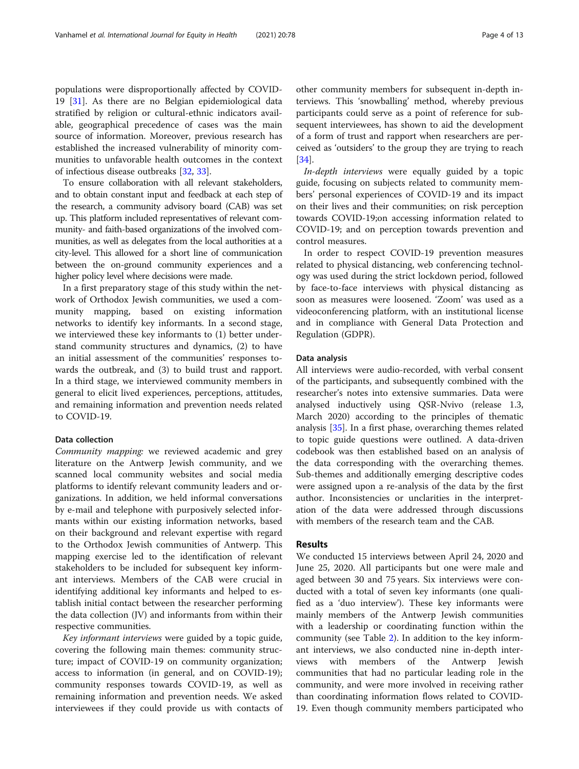populations were disproportionally affected by COVID-19 [31]. As there are no Belgian epidemiological data stratified by religion or cultural-ethnic indicators available, geographical precedence of cases was the main source of information. Moreover, previous research has established the increased vulnerability of minority communities to unfavorable health outcomes in the context of infectious disease outbreaks [32, 33].

To ensure collaboration with all relevant stakeholders, and to obtain constant input and feedback at each step of the research, a community advisory board (CAB) was set up. This platform included representatives of relevant community- and faith-based organizations of the involved communities, as well as delegates from the local authorities at a city-level. This allowed for a short line of communication between the on-ground community experiences and a higher policy level where decisions were made.

In a first preparatory stage of this study within the network of Orthodox Jewish communities, we used a community mapping, based on existing information networks to identify key informants. In a second stage, we interviewed these key informants to (1) better understand community structures and dynamics, (2) to have an initial assessment of the communities' responses towards the outbreak, and (3) to build trust and rapport. In a third stage, we interviewed community members in general to elicit lived experiences, perceptions, attitudes, and remaining information and prevention needs related to COVID-19.

#### Data collection

*Community mapping:* we reviewed academic and grey literature on the Antwerp Jewish community, and we scanned local community websites and social media platforms to identify relevant community leaders and organizations. In addition, we held informal conversations by e-mail and telephone with purposively selected informants within our existing information networks, based on their background and relevant expertise with regard to the Orthodox Jewish communities of Antwerp. This mapping exercise led to the identification of relevant stakeholders to be included for subsequent key informant interviews. Members of the CAB were crucial in identifying additional key informants and helped to establish initial contact between the researcher performing the data collection (JV) and informants from within their respective communities.

*Key informant interviews* were guided by a topic guide, covering the following main themes: community structure; impact of COVID-19 on community organization; access to information (in general, and on COVID-19); community responses towards COVID-19, as well as remaining information and prevention needs. We asked interviewees if they could provide us with contacts of other community members for subsequent in-depth interviews. This 'snowballing' method, whereby previous participants could serve as a point of reference for subsequent interviewees, has shown to aid the development of a form of trust and rapport when researchers are perceived as 'outsiders' to the group they are trying to reach [34].

*In-depth interviews* were equally guided by a topic guide, focusing on subjects related to community members' personal experiences of COVID-19 and its impact on their lives and their communities; on risk perception towards COVID-19;on accessing information related to COVID-19; and on perception towards prevention and control measures.

In order to respect COVID-19 prevention measures related to physical distancing, web conferencing technology was used during the strict lockdown period, followed by face-to-face interviews with physical distancing as soon as measures were loosened. 'Zoom' was used as a videoconferencing platform, with an institutional license and in compliance with General Data Protection and Regulation (GDPR).

#### Data analysis

All interviews were audio-recorded, with verbal consent of the participants, and subsequently combined with the researcher's notes into extensive summaries. Data were analysed inductively using QSR-Nvivo (release 1.3, March 2020) according to the principles of thematic analysis [35]. In a first phase, overarching themes related to topic guide questions were outlined. A data-driven codebook was then established based on an analysis of the data corresponding with the overarching themes. Sub-themes and additionally emerging descriptive codes were assigned upon a re-analysis of the data by the first author. Inconsistencies or unclarities in the interpretation of the data were addressed through discussions with members of the research team and the CAB.

## Results

We conducted 15 interviews between April 24, 2020 and June 25, 2020. All participants but one were male and aged between 30 and 75 years. Six interviews were conducted with a total of seven key informants (one qualified as a 'duo interview'). These key informants were mainly members of the Antwerp Jewish communities with a leadership or coordinating function within the community (see Table 2). In addition to the key informant interviews, we also conducted nine in-depth interviews with members of the Antwerp Jewish communities that had no particular leading role in the community, and were more involved in receiving rather than coordinating information flows related to COVID-19. Even though community members participated who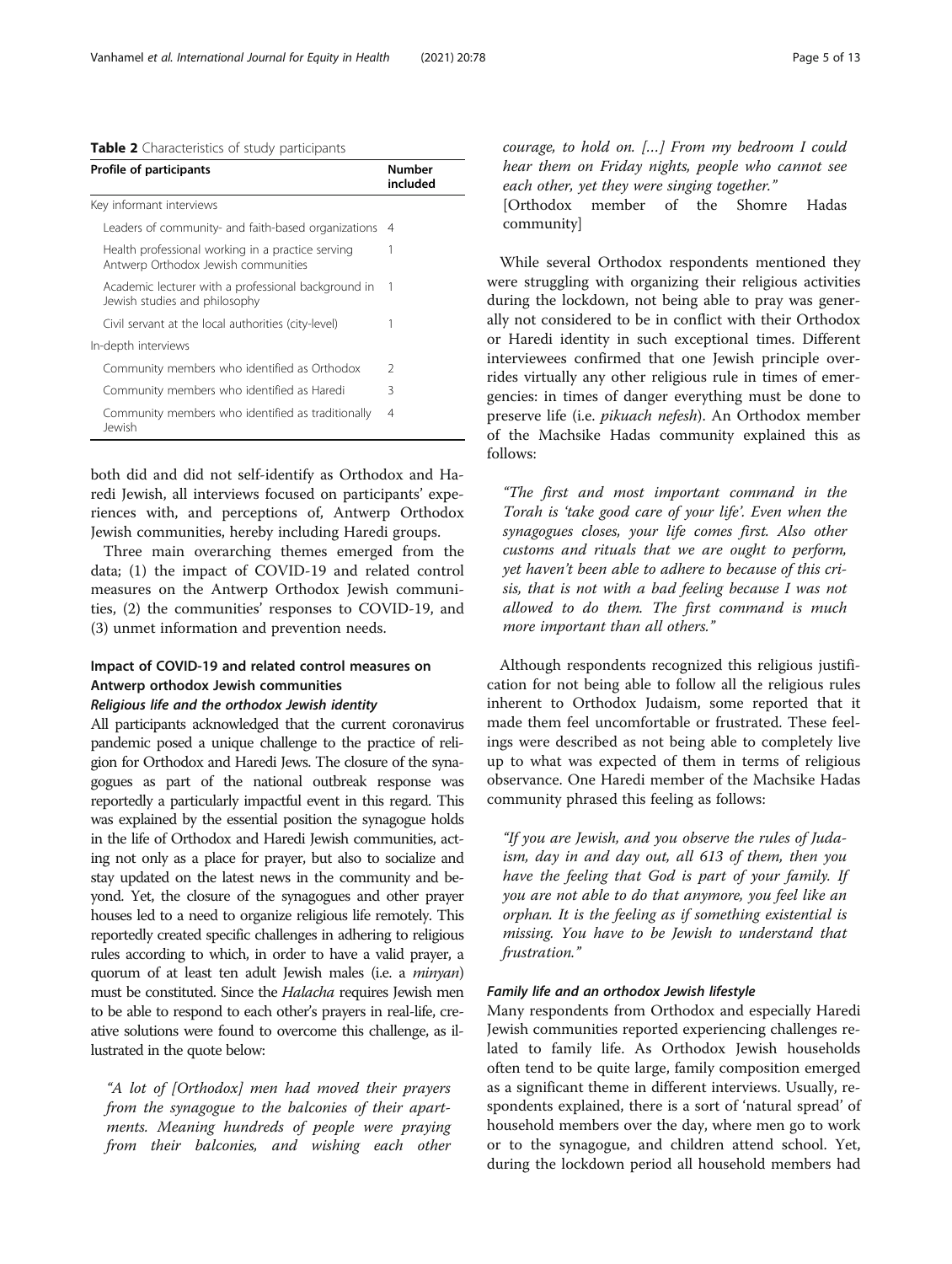**Table 2** Characteristics of study participants

| Profile of participants | Number included |
|---|---|
| Key informant interviews | |
| Leaders of community- and faith-based organizations | 4 |
| Health professional working in a practice serving Antwerp Orthodox Jewish communities | 1 |
| Academic lecturer with a professional background in Jewish studies and philosophy | 1 |
| Civil servant at the local authorities (city-level) | 1 |
| In-depth interviews | |
| Community members who identified as Orthodox | 2 |
| Community members who identified as Haredi | 3 |
| Community members who identified as traditionally Jewish | 4 |

both did and did not self-identify as Orthodox and Haredi Jewish, all interviews focused on participants' experiences with, and perceptions of, Antwerp Orthodox Jewish communities, hereby including Haredi groups.

Three main overarching themes emerged from the data; (1) the impact of COVID-19 and related control measures on the Antwerp Orthodox Jewish communities, (2) the communities' responses to COVID-19, and (3) unmet information and prevention needs.

## Impact of COVID-19 and related control measures on Antwerp orthodox Jewish communities

### Religious life and the orthodox Jewish identity

All participants acknowledged that the current coronavirus pandemic posed a unique challenge to the practice of religion for Orthodox and Haredi Jews. The closure of the synagogues as part of the national outbreak response was reportedly a particularly impactful event in this regard. This was explained by the essential position the synagogue holds in the life of Orthodox and Haredi Jewish communities, acting not only as a place for prayer, but also to socialize and stay updated on the latest news in the community and beyond. Yet, the closure of the synagogues and other prayer houses led to a need to organize religious life remotely. This reportedly created specific challenges in adhering to religious rules according to which, in order to have a valid prayer, a quorum of at least ten adult Jewish males (i.e. a *minyan*) must be constituted. Since the *Halacha* requires Jewish men to be able to respond to each other's prayers in real-life, creative solutions were found to overcome this challenge, as illustrated in the quote below:

> *"A lot of [Orthodox] men had moved their prayers from the synagogue to the balconies of their apartments. Meaning hundreds of people were praying from their balconies, and wishing each other courage, to hold on. […] From my bedroom I could hear them on Friday nights, people who cannot see each other, yet they were singing together."*
> [Orthodox member of the Shomre Hadas community]

While several Orthodox respondents mentioned they were struggling with organizing their religious activities during the lockdown, not being able to pray was generally not considered to be in conflict with their Orthodox or Haredi identity in such exceptional times. Different interviewees confirmed that one Jewish principle overrides virtually any other religious rule in times of emergencies: in times of danger everything must be done to preserve life (i.e. *pikuach nefesh*). An Orthodox member of the Machsike Hadas community explained this as follows:

> *"The first and most important command in the Torah is 'take good care of your life'. Even when the synagogues closes, your life comes first. Also other customs and rituals that we are ought to perform, yet haven't been able to adhere to because of this crisis, that is not with a bad feeling because I was not allowed to do them. The first command is much more important than all others."*

Although respondents recognized this religious justification for not being able to follow all the religious rules inherent to Orthodox Judaism, some reported that it made them feel uncomfortable or frustrated. These feelings were described as not being able to completely live up to what was expected of them in terms of religious observance. One Haredi member of the Machsike Hadas community phrased this feeling as follows:

> *"If you are Jewish, and you observe the rules of Judaism, day in and day out, all 613 of them, then you have the feeling that God is part of your family. If you are not able to do that anymore, you feel like an orphan. It is the feeling as if something existential is missing. You have to be Jewish to understand that frustration."*

### Family life and an orthodox Jewish lifestyle

Many respondents from Orthodox and especially Haredi Jewish communities reported experiencing challenges related to family life. As Orthodox Jewish households often tend to be quite large, family composition emerged as a significant theme in different interviews. Usually, respondents explained, there is a sort of 'natural spread' of household members over the day, where men go to work or to the synagogue, and children attend school. Yet, during the lockdown period all household members had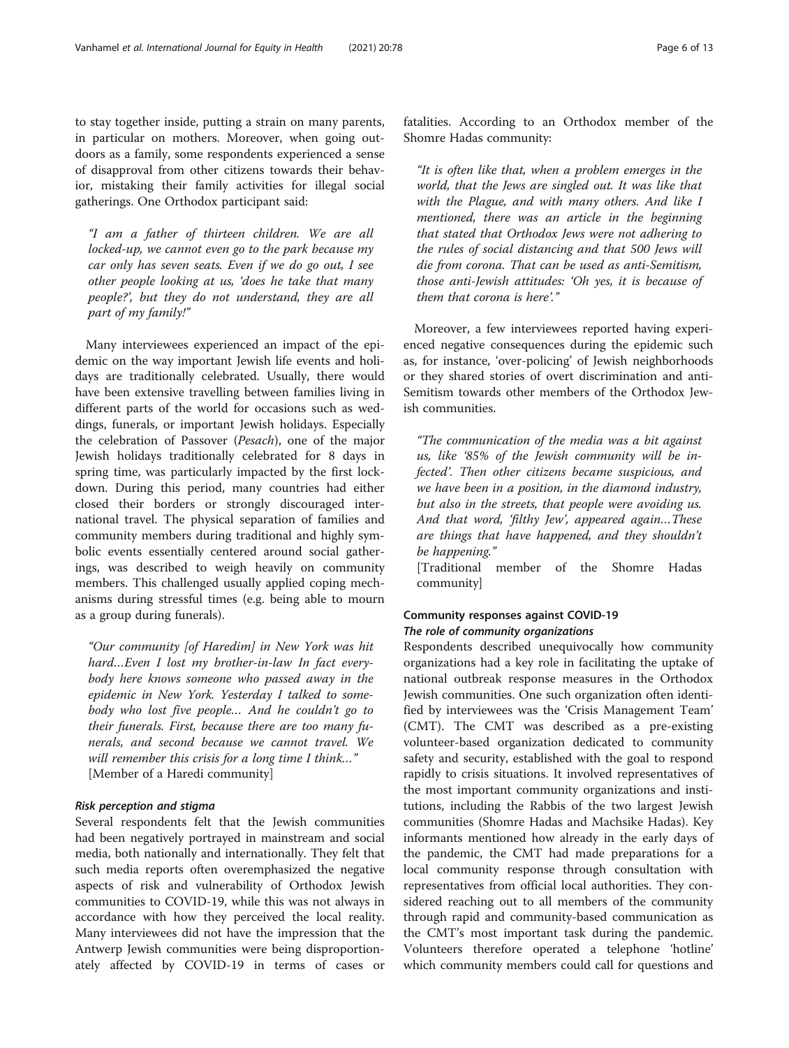to stay together inside, putting a strain on many parents, in particular on mothers. Moreover, when going outdoors as a family, some respondents experienced a sense of disapproval from other citizens towards their behavior, mistaking their family activities for illegal social gatherings. One Orthodox participant said:

> *"I am a father of thirteen children. We are all locked-up, we cannot even go to the park because my car only has seven seats. Even if we do go out, I see other people looking at us, 'does he take that many people?', but they do not understand, they are all part of my family!"*

Many interviewees experienced an impact of the epidemic on the way important Jewish life events and holidays are traditionally celebrated. Usually, there would have been extensive travelling between families living in different parts of the world for occasions such as weddings, funerals, or important Jewish holidays. Especially the celebration of Passover (*Pesach*), one of the major Jewish holidays traditionally celebrated for 8 days in spring time, was particularly impacted by the first lockdown. During this period, many countries had either closed their borders or strongly discouraged international travel. The physical separation of families and community members during traditional and highly symbolic events essentially centered around social gatherings, was described to weigh heavily on community members. This challenged usually applied coping mechanisms during stressful times (e.g. being able to mourn as a group during funerals).

> *"Our community [of Haredim] in New York was hit hard…Even I lost my brother-in-law In fact everybody here knows someone who passed away in the epidemic in New York. Yesterday I talked to somebody who lost five people… And he couldn't go to their funerals. First, because there are too many funerals, and second because we cannot travel. We will remember this crisis for a long time I think…"*
> [Member of a Haredi community]

#### *Risk perception and stigma*

Several respondents felt that the Jewish communities had been negatively portrayed in mainstream and social media, both nationally and internationally. They felt that such media reports often overemphasized the negative aspects of risk and vulnerability of Orthodox Jewish communities to COVID-19, while this was not always in accordance with how they perceived the local reality. Many interviewees did not have the impression that the Antwerp Jewish communities were being disproportionately affected by COVID-19 in terms of cases or fatalities. According to an Orthodox member of the Shomre Hadas community:

> *"It is often like that, when a problem emerges in the world, that the Jews are singled out. It was like that with the Plague, and with many others. And like I mentioned, there was an article in the beginning that stated that Orthodox Jews were not adhering to the rules of social distancing and that 500 Jews will die from corona. That can be used as anti-Semitism, those anti-Jewish attitudes: 'Oh yes, it is because of them that corona is here'."*

Moreover, a few interviewees reported having experienced negative consequences during the epidemic such as, for instance, 'over-policing' of Jewish neighborhoods or they shared stories of overt discrimination and anti-Semitism towards other members of the Orthodox Jewish communities.

> *"The communication of the media was a bit against us, like '85% of the Jewish community will be infected'. Then other citizens became suspicious, and we have been in a position, in the diamond industry, but also in the streets, that people were avoiding us. And that word, 'filthy Jew', appeared again…These are things that have happened, and they shouldn't be happening."*
> [Traditional member of the Shomre Hadas community]

### Community responses against COVID-19

#### *The role of community organizations*

Respondents described unequivocally how community organizations had a key role in facilitating the uptake of national outbreak response measures in the Orthodox Jewish communities. One such organization often identified by interviewees was the 'Crisis Management Team' (CMT). The CMT was described as a pre-existing volunteer-based organization dedicated to community safety and security, established with the goal to respond rapidly to crisis situations. It involved representatives of the most important community organizations and institutions, including the Rabbis of the two largest Jewish communities (Shomre Hadas and Machsike Hadas). Key informants mentioned how already in the early days of the pandemic, the CMT had made preparations for a local community response through consultation with representatives from official local authorities. They considered reaching out to all members of the community through rapid and community-based communication as the CMT's most important task during the pandemic. Volunteers therefore operated a telephone 'hotline' which community members could call for questions and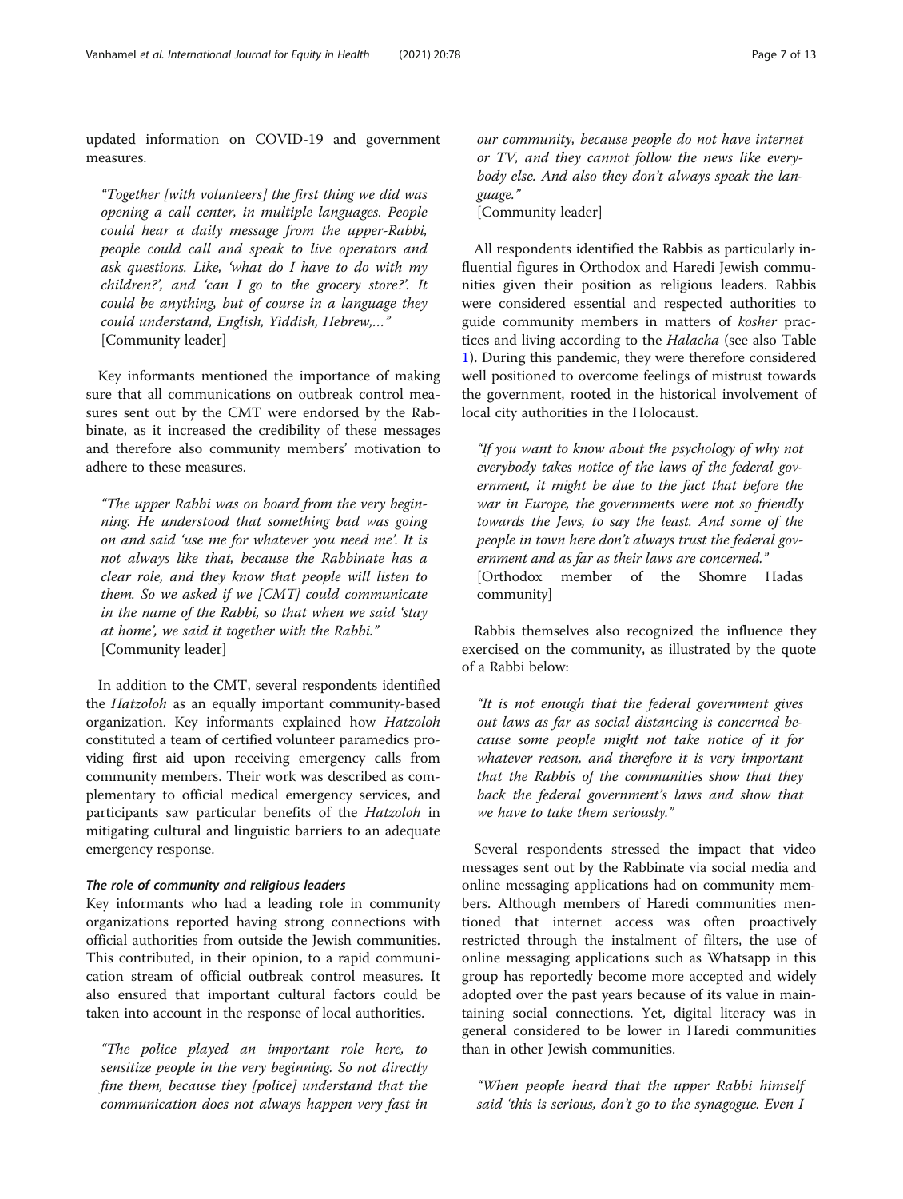updated information on COVID-19 and government measures.

> "Together [with volunteers] the first thing we did was opening a call center, in multiple languages. People could hear a daily message from the upper-Rabbi, people could call and speak to live operators and ask questions. Like, 'what do I have to do with my children?', and 'can I go to the grocery store?'. It could be anything, but of course in a language they could understand, English, Yiddish, Hebrew,…"
> [Community leader]

Key informants mentioned the importance of making sure that all communications on outbreak control measures sent out by the CMT were endorsed by the Rabbinate, as it increased the credibility of these messages and therefore also community members' motivation to adhere to these measures.

> "The upper Rabbi was on board from the very beginning. He understood that something bad was going on and said 'use me for whatever you need me'. It is not always like that, because the Rabbinate has a clear role, and they know that people will listen to them. So we asked if we [CMT] could communicate in the name of the Rabbi, so that when we said 'stay at home', we said it together with the Rabbi."
> [Community leader]

In addition to the CMT, several respondents identified the *Hatzoloh* as an equally important community-based organization. Key informants explained how *Hatzoloh* constituted a team of certified volunteer paramedics providing first aid upon receiving emergency calls from community members. Their work was described as complementary to official medical emergency services, and participants saw particular benefits of the *Hatzoloh* in mitigating cultural and linguistic barriers to an adequate emergency response.

#### The role of community and religious leaders

Key informants who had a leading role in community organizations reported having strong connections with official authorities from outside the Jewish communities. This contributed, in their opinion, to a rapid communication stream of official outbreak control measures. It also ensured that important cultural factors could be taken into account in the response of local authorities.

> "The police played an important role here, to sensitize people in the very beginning. So not directly fine them, because they [police] understand that the communication does not always happen very fast in our community, because people do not have internet or TV, and they cannot follow the news like everybody else. And also they don't always speak the language."
> [Community leader]

All respondents identified the Rabbis as particularly influential figures in Orthodox and Haredi Jewish communities given their position as religious leaders. Rabbis were considered essential and respected authorities to guide community members in matters of *kosher* practices and living according to the *Halacha* (see also Table 1). During this pandemic, they were therefore considered well positioned to overcome feelings of mistrust towards the government, rooted in the historical involvement of local city authorities in the Holocaust.

> "If you want to know about the psychology of why not everybody takes notice of the laws of the federal government, it might be due to the fact that before the war in Europe, the governments were not so friendly towards the Jews, to say the least. And some of the people in town here don't always trust the federal government and as far as their laws are concerned."
> [Orthodox member of the Shomre Hadas community]

Rabbis themselves also recognized the influence they exercised on the community, as illustrated by the quote of a Rabbi below:

> "It is not enough that the federal government gives out laws as far as social distancing is concerned because some people might not take notice of it for whatever reason, and therefore it is very important that the Rabbis of the communities show that they back the federal government's laws and show that we have to take them seriously."

Several respondents stressed the impact that video messages sent out by the Rabbinate via social media and online messaging applications had on community members. Although members of Haredi communities mentioned that internet access was often proactively restricted through the instalment of filters, the use of online messaging applications such as Whatsapp in this group has reportedly become more accepted and widely adopted over the past years because of its value in maintaining social connections. Yet, digital literacy was in general considered to be lower in Haredi communities than in other Jewish communities.

> "When people heard that the upper Rabbi himself said 'this is serious, don't go to the synagogue. Even I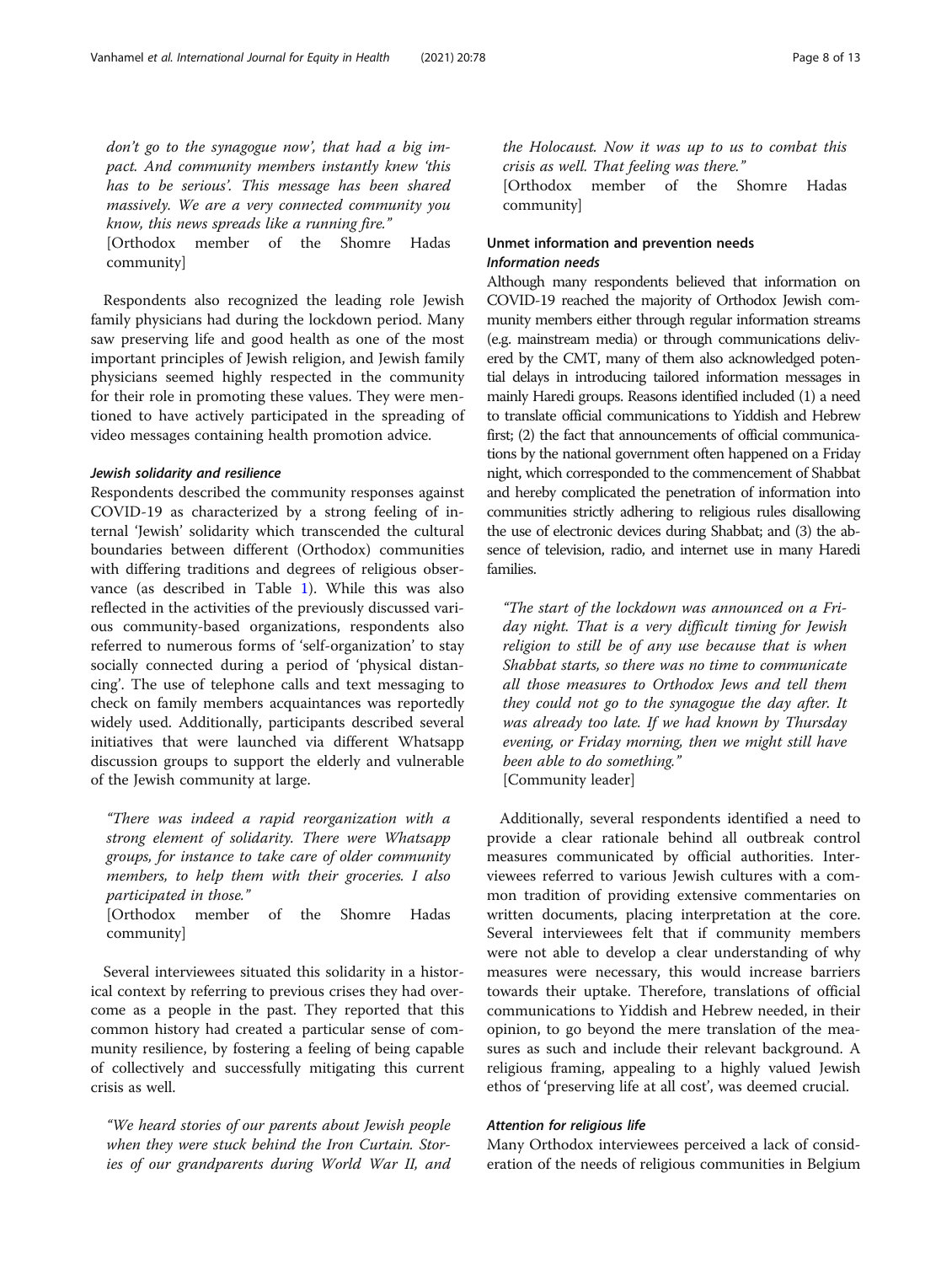*don't go to the synagogue now', that had a big impact. And community members instantly knew 'this has to be serious'. This message has been shared massively. We are a very connected community you know, this news spreads like a running fire."*
[Orthodox member of the Shomre Hadas community]

Respondents also recognized the leading role Jewish family physicians had during the lockdown period. Many saw preserving life and good health as one of the most important principles of Jewish religion, and Jewish family physicians seemed highly respected in the community for their role in promoting these values. They were mentioned to have actively participated in the spreading of video messages containing health promotion advice.

#### *Jewish solidarity and resilience*

Respondents described the community responses against COVID-19 as characterized by a strong feeling of internal 'Jewish' solidarity which transcended the cultural boundaries between different (Orthodox) communities with differing traditions and degrees of religious observance (as described in Table 1). While this was also reflected in the activities of the previously discussed various community-based organizations, respondents also referred to numerous forms of 'self-organization' to stay socially connected during a period of 'physical distancing'. The use of telephone calls and text messaging to check on family members acquaintances was reportedly widely used. Additionally, participants described several initiatives that were launched via different Whatsapp discussion groups to support the elderly and vulnerable of the Jewish community at large.

*"There was indeed a rapid reorganization with a strong element of solidarity. There were Whatsapp groups, for instance to take care of older community members, to help them with their groceries. I also participated in those."*
[Orthodox member of the Shomre Hadas community]

Several interviewees situated this solidarity in a historical context by referring to previous crises they had overcome as a people in the past. They reported that this common history had created a particular sense of community resilience, by fostering a feeling of being capable of collectively and successfully mitigating this current crisis as well.

*"We heard stories of our parents about Jewish people when they were stuck behind the Iron Curtain. Stories of our grandparents during World War II, and the Holocaust. Now it was up to us to combat this crisis as well. That feeling was there."*
[Orthodox member of the Shomre Hadas community]

### Unmet information and prevention needs

#### *Information needs*

Although many respondents believed that information on COVID-19 reached the majority of Orthodox Jewish community members either through regular information streams (e.g. mainstream media) or through communications delivered by the CMT, many of them also acknowledged potential delays in introducing tailored information messages in mainly Haredi groups. Reasons identified included (1) a need to translate official communications to Yiddish and Hebrew first; (2) the fact that announcements of official communications by the national government often happened on a Friday night, which corresponded to the commencement of Shabbat and hereby complicated the penetration of information into communities strictly adhering to religious rules disallowing the use of electronic devices during Shabbat; and (3) the absence of television, radio, and internet use in many Haredi families.

*"The start of the lockdown was announced on a Friday night. That is a very difficult timing for Jewish religion to still be of any use because that is when Shabbat starts, so there was no time to communicate all those measures to Orthodox Jews and tell them they could not go to the synagogue the day after. It was already too late. If we had known by Thursday evening, or Friday morning, then we might still have been able to do something."*
[Community leader]

Additionally, several respondents identified a need to provide a clear rationale behind all outbreak control measures communicated by official authorities. Interviewees referred to various Jewish cultures with a common tradition of providing extensive commentaries on written documents, placing interpretation at the core. Several interviewees felt that if community members were not able to develop a clear understanding of why measures were necessary, this would increase barriers towards their uptake. Therefore, translations of official communications to Yiddish and Hebrew needed, in their opinion, to go beyond the mere translation of the measures as such and include their relevant background. A religious framing, appealing to a highly valued Jewish ethos of 'preserving life at all cost', was deemed crucial.

#### *Attention for religious life*

Many Orthodox interviewees perceived a lack of consideration of the needs of religious communities in Belgium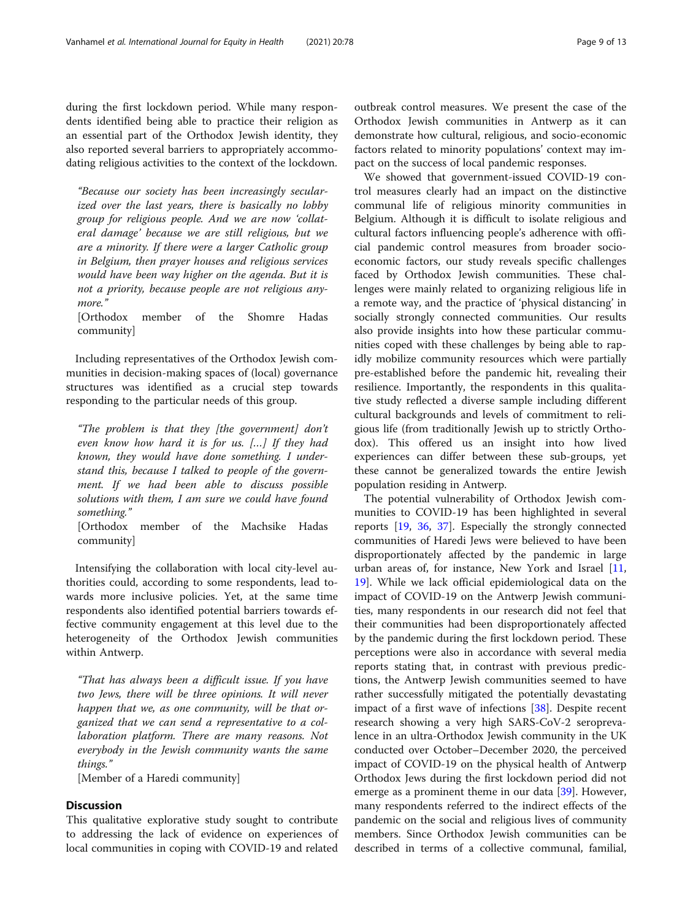during the first lockdown period. While many respondents identified being able to practice their religion as an essential part of the Orthodox Jewish identity, they also reported several barriers to appropriately accommodating religious activities to the context of the lockdown.

> *"Because our society has been increasingly secularized over the last years, there is basically no lobby group for religious people. And we are now 'collateral damage' because we are still religious, but we are a minority. If there were a larger Catholic group in Belgium, then prayer houses and religious services would have been way higher on the agenda. But it is not a priority, because people are not religious anymore."*
>
> [Orthodox member of the Shomre Hadas community]

Including representatives of the Orthodox Jewish communities in decision-making spaces of (local) governance structures was identified as a crucial step towards responding to the particular needs of this group.

> *"The problem is that they [the government] don't even know how hard it is for us. [...] If they had known, they would have done something. I understand this, because I talked to people of the government. If we had been able to discuss possible solutions with them, I am sure we could have found something."*
>
> [Orthodox member of the Machsike Hadas community]

Intensifying the collaboration with local city-level authorities could, according to some respondents, lead towards more inclusive policies. Yet, at the same time respondents also identified potential barriers towards effective community engagement at this level due to the heterogeneity of the Orthodox Jewish communities within Antwerp.

> *"That has always been a difficult issue. If you have two Jews, there will be three opinions. It will never happen that we, as one community, will be that organized that we can send a representative to a collaboration platform. There are many reasons. Not everybody in the Jewish community wants the same things."*
>
> [Member of a Haredi community]

## Discussion

This qualitative explorative study sought to contribute to addressing the lack of evidence on experiences of local communities in coping with COVID-19 and related outbreak control measures. We present the case of the Orthodox Jewish communities in Antwerp as it can demonstrate how cultural, religious, and socio-economic factors related to minority populations' context may impact on the success of local pandemic responses.

We showed that government-issued COVID-19 control measures clearly had an impact on the distinctive communal life of religious minority communities in Belgium. Although it is difficult to isolate religious and cultural factors influencing people's adherence with official pandemic control measures from broader socio-economic factors, our study reveals specific challenges faced by Orthodox Jewish communities. These challenges were mainly related to organizing religious life in a remote way, and the practice of 'physical distancing' in socially strongly connected communities. Our results also provide insights into how these particular communities coped with these challenges by being able to rapidly mobilize community resources which were partially pre-established before the pandemic hit, revealing their resilience. Importantly, the respondents in this qualitative study reflected a diverse sample including different cultural backgrounds and levels of commitment to religious life (from traditionally Jewish up to strictly Orthodox). This offered us an insight into how lived experiences can differ between these sub-groups, yet these cannot be generalized towards the entire Jewish population residing in Antwerp.

The potential vulnerability of Orthodox Jewish communities to COVID-19 has been highlighted in several reports [19, 36, 37]. Especially the strongly connected communities of Haredi Jews were believed to have been disproportionately affected by the pandemic in large urban areas of, for instance, New York and Israel [11, 19]. While we lack official epidemiological data on the impact of COVID-19 on the Antwerp Jewish communities, many respondents in our research did not feel that their communities had been disproportionately affected by the pandemic during the first lockdown period. These perceptions were also in accordance with several media reports stating that, in contrast with previous predictions, the Antwerp Jewish communities seemed to have rather successfully mitigated the potentially devastating impact of a first wave of infections [38]. Despite recent research showing a very high SARS-CoV-2 seroprevalence in an ultra-Orthodox Jewish community in the UK conducted over October–December 2020, the perceived impact of COVID-19 on the physical health of Antwerp Orthodox Jews during the first lockdown period did not emerge as a prominent theme in our data [39]. However, many respondents referred to the indirect effects of the pandemic on the social and religious lives of community members. Since Orthodox Jewish communities can be described in terms of a collective communal, familial,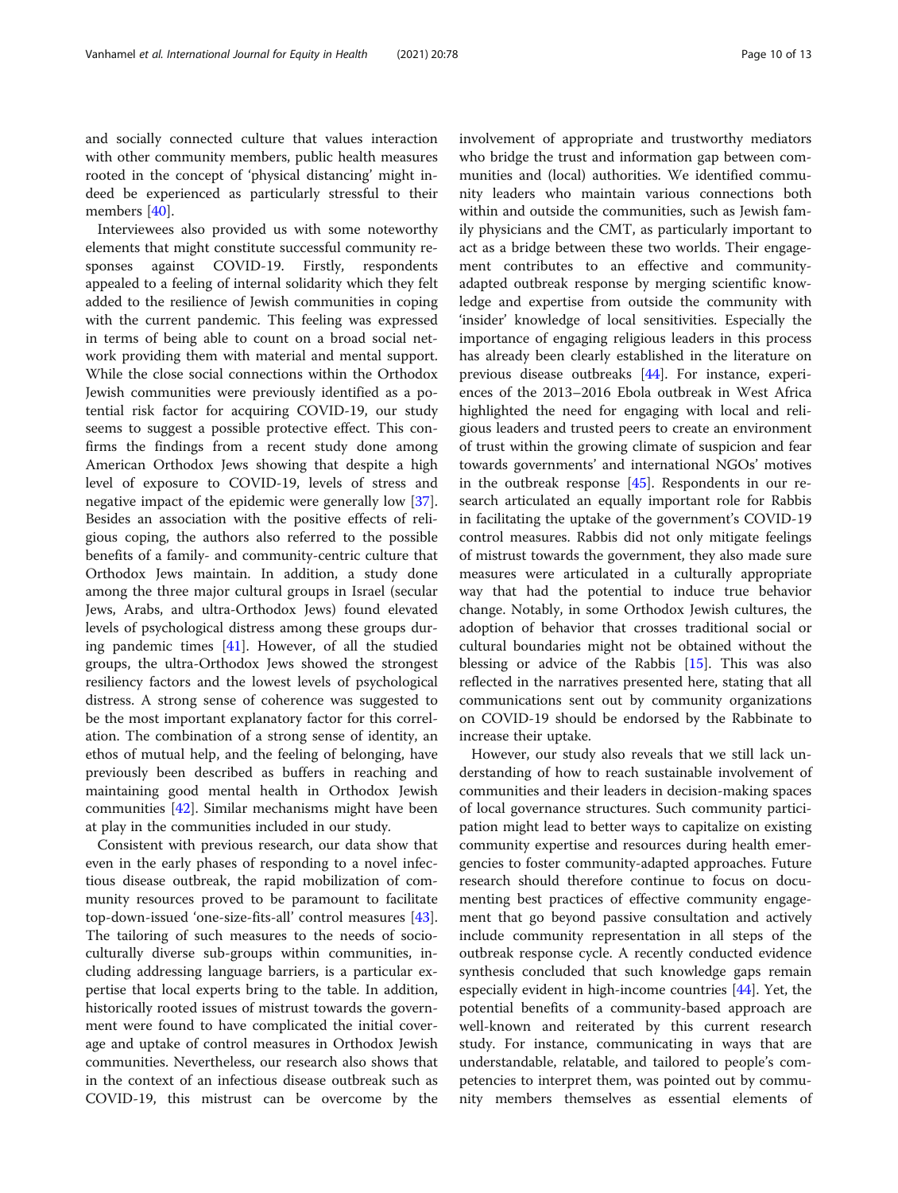and socially connected culture that values interaction with other community members, public health measures rooted in the concept of 'physical distancing' might indeed be experienced as particularly stressful to their members [40].

Interviewees also provided us with some noteworthy elements that might constitute successful community responses against COVID-19. Firstly, respondents appealed to a feeling of internal solidarity which they felt added to the resilience of Jewish communities in coping with the current pandemic. This feeling was expressed in terms of being able to count on a broad social network providing them with material and mental support. While the close social connections within the Orthodox Jewish communities were previously identified as a potential risk factor for acquiring COVID-19, our study seems to suggest a possible protective effect. This confirms the findings from a recent study done among American Orthodox Jews showing that despite a high level of exposure to COVID-19, levels of stress and negative impact of the epidemic were generally low [37]. Besides an association with the positive effects of religious coping, the authors also referred to the possible benefits of a family- and community-centric culture that Orthodox Jews maintain. In addition, a study done among the three major cultural groups in Israel (secular Jews, Arabs, and ultra-Orthodox Jews) found elevated levels of psychological distress among these groups during pandemic times [41]. However, of all the studied groups, the ultra-Orthodox Jews showed the strongest resiliency factors and the lowest levels of psychological distress. A strong sense of coherence was suggested to be the most important explanatory factor for this correlation. The combination of a strong sense of identity, an ethos of mutual help, and the feeling of belonging, have previously been described as buffers in reaching and maintaining good mental health in Orthodox Jewish communities [42]. Similar mechanisms might have been at play in the communities included in our study.

Consistent with previous research, our data show that even in the early phases of responding to a novel infectious disease outbreak, the rapid mobilization of community resources proved to be paramount to facilitate top-down-issued 'one-size-fits-all' control measures [43]. The tailoring of such measures to the needs of socioculturally diverse sub-groups within communities, including addressing language barriers, is a particular expertise that local experts bring to the table. In addition, historically rooted issues of mistrust towards the government were found to have complicated the initial coverage and uptake of control measures in Orthodox Jewish communities. Nevertheless, our research also shows that in the context of an infectious disease outbreak such as COVID-19, this mistrust can be overcome by the involvement of appropriate and trustworthy mediators who bridge the trust and information gap between communities and (local) authorities. We identified community leaders who maintain various connections both within and outside the communities, such as Jewish family physicians and the CMT, as particularly important to act as a bridge between these two worlds. Their engagement contributes to an effective and community-adapted outbreak response by merging scientific knowledge and expertise from outside the community with 'insider' knowledge of local sensitivities. Especially the importance of engaging religious leaders in this process has already been clearly established in the literature on previous disease outbreaks [44]. For instance, experiences of the 2013–2016 Ebola outbreak in West Africa highlighted the need for engaging with local and religious leaders and trusted peers to create an environment of trust within the growing climate of suspicion and fear towards governments' and international NGOs' motives in the outbreak response [45]. Respondents in our research articulated an equally important role for Rabbis in facilitating the uptake of the government's COVID-19 control measures. Rabbis did not only mitigate feelings of mistrust towards the government, they also made sure measures were articulated in a culturally appropriate way that had the potential to induce true behavior change. Notably, in some Orthodox Jewish cultures, the adoption of behavior that crosses traditional social or cultural boundaries might not be obtained without the blessing or advice of the Rabbis [15]. This was also reflected in the narratives presented here, stating that all communications sent out by community organizations on COVID-19 should be endorsed by the Rabbinate to increase their uptake.

However, our study also reveals that we still lack understanding of how to reach sustainable involvement of communities and their leaders in decision-making spaces of local governance structures. Such community participation might lead to better ways to capitalize on existing community expertise and resources during health emergencies to foster community-adapted approaches. Future research should therefore continue to focus on documenting best practices of effective community engagement that go beyond passive consultation and actively include community representation in all steps of the outbreak response cycle. A recently conducted evidence synthesis concluded that such knowledge gaps remain especially evident in high-income countries [44]. Yet, the potential benefits of a community-based approach are well-known and reiterated by this current research study. For instance, communicating in ways that are understandable, relatable, and tailored to people's competencies to interpret them, was pointed out by community members themselves as essential elements of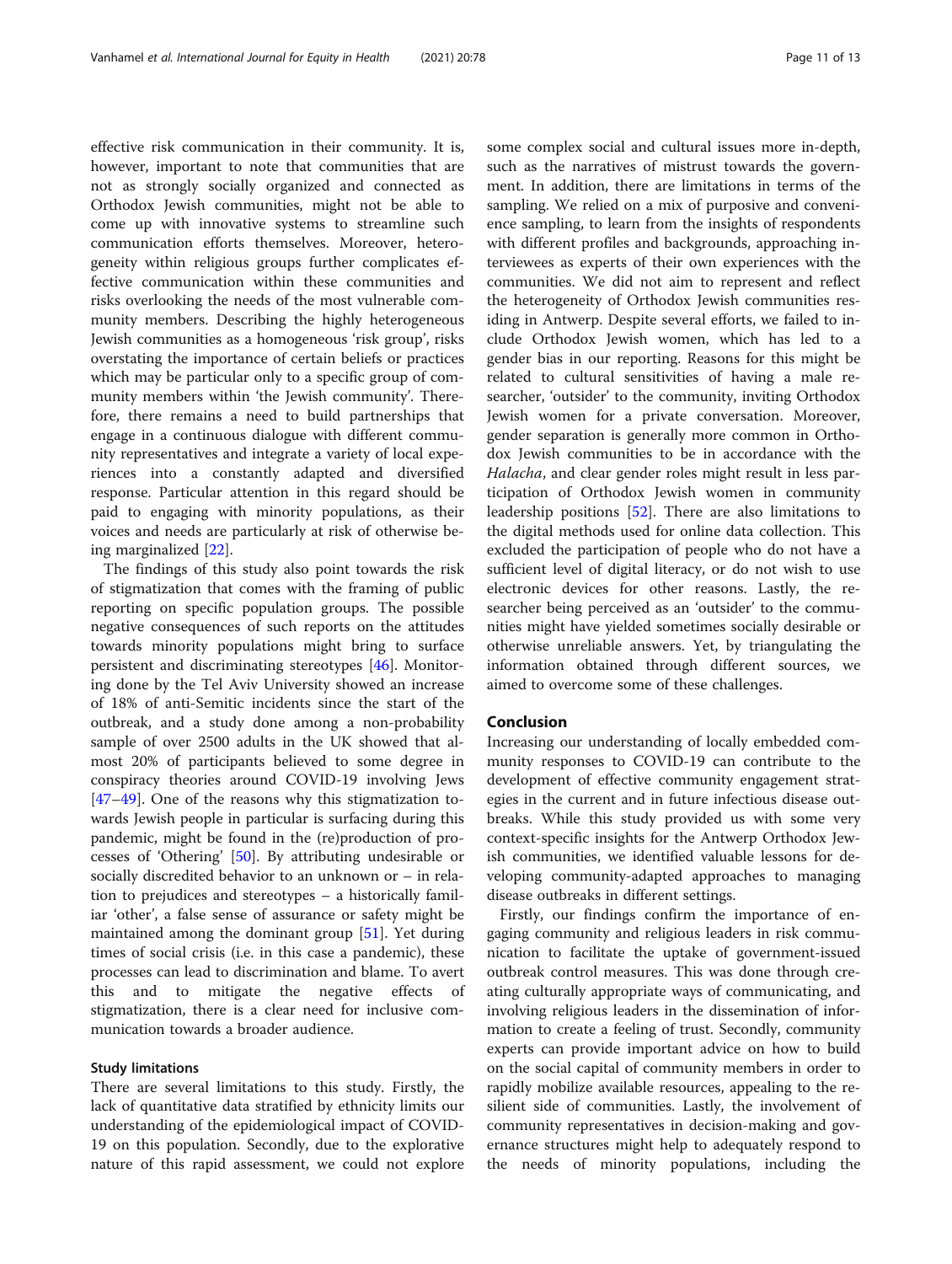effective risk communication in their community. It is, however, important to note that communities that are not as strongly socially organized and connected as Orthodox Jewish communities, might not be able to come up with innovative systems to streamline such communication efforts themselves. Moreover, heterogeneity within religious groups further complicates effective communication within these communities and risks overlooking the needs of the most vulnerable community members. Describing the highly heterogeneous Jewish communities as a homogeneous 'risk group', risks overstating the importance of certain beliefs or practices which may be particular only to a specific group of community members within 'the Jewish community'. Therefore, there remains a need to build partnerships that engage in a continuous dialogue with different community representatives and integrate a variety of local experiences into a constantly adapted and diversified response. Particular attention in this regard should be paid to engaging with minority populations, as their voices and needs are particularly at risk of otherwise being marginalized [22].

The findings of this study also point towards the risk of stigmatization that comes with the framing of public reporting on specific population groups. The possible negative consequences of such reports on the attitudes towards minority populations might bring to surface persistent and discriminating stereotypes [46]. Monitoring done by the Tel Aviv University showed an increase of 18% of anti-Semitic incidents since the start of the outbreak, and a study done among a non-probability sample of over 2500 adults in the UK showed that almost 20% of participants believed to some degree in conspiracy theories around COVID-19 involving Jews [47–49]. One of the reasons why this stigmatization towards Jewish people in particular is surfacing during this pandemic, might be found in the (re)production of processes of 'Othering' [50]. By attributing undesirable or socially discredited behavior to an unknown or – in relation to prejudices and stereotypes – a historically familiar 'other', a false sense of assurance or safety might be maintained among the dominant group [51]. Yet during times of social crisis (i.e. in this case a pandemic), these processes can lead to discrimination and blame. To avert this and to mitigate the negative effects of stigmatization, there is a clear need for inclusive communication towards a broader audience.

### Study limitations

There are several limitations to this study. Firstly, the lack of quantitative data stratified by ethnicity limits our understanding of the epidemiological impact of COVID-19 on this population. Secondly, due to the explorative nature of this rapid assessment, we could not explore some complex social and cultural issues more in-depth, such as the narratives of mistrust towards the government. In addition, there are limitations in terms of the sampling. We relied on a mix of purposive and convenience sampling, to learn from the insights of respondents with different profiles and backgrounds, approaching interviewees as experts of their own experiences with the communities. We did not aim to represent and reflect the heterogeneity of Orthodox Jewish communities residing in Antwerp. Despite several efforts, we failed to include Orthodox Jewish women, which has led to a gender bias in our reporting. Reasons for this might be related to cultural sensitivities of having a male researcher, 'outsider' to the community, inviting Orthodox Jewish women for a private conversation. Moreover, gender separation is generally more common in Orthodox Jewish communities to be in accordance with the *Halacha*, and clear gender roles might result in less participation of Orthodox Jewish women in community leadership positions [52]. There are also limitations to the digital methods used for online data collection. This excluded the participation of people who do not have a sufficient level of digital literacy, or do not wish to use electronic devices for other reasons. Lastly, the researcher being perceived as an 'outsider' to the communities might have yielded sometimes socially desirable or otherwise unreliable answers. Yet, by triangulating the information obtained through different sources, we aimed to overcome some of these challenges.

## Conclusion

Increasing our understanding of locally embedded community responses to COVID-19 can contribute to the development of effective community engagement strategies in the current and in future infectious disease outbreaks. While this study provided us with some very context-specific insights for the Antwerp Orthodox Jewish communities, we identified valuable lessons for developing community-adapted approaches to managing disease outbreaks in different settings.

Firstly, our findings confirm the importance of engaging community and religious leaders in risk communication to facilitate the uptake of government-issued outbreak control measures. This was done through creating culturally appropriate ways of communicating, and involving religious leaders in the dissemination of information to create a feeling of trust. Secondly, community experts can provide important advice on how to build on the social capital of community members in order to rapidly mobilize available resources, appealing to the resilient side of communities. Lastly, the involvement of community representatives in decision-making and governance structures might help to adequately respond to the needs of minority populations, including the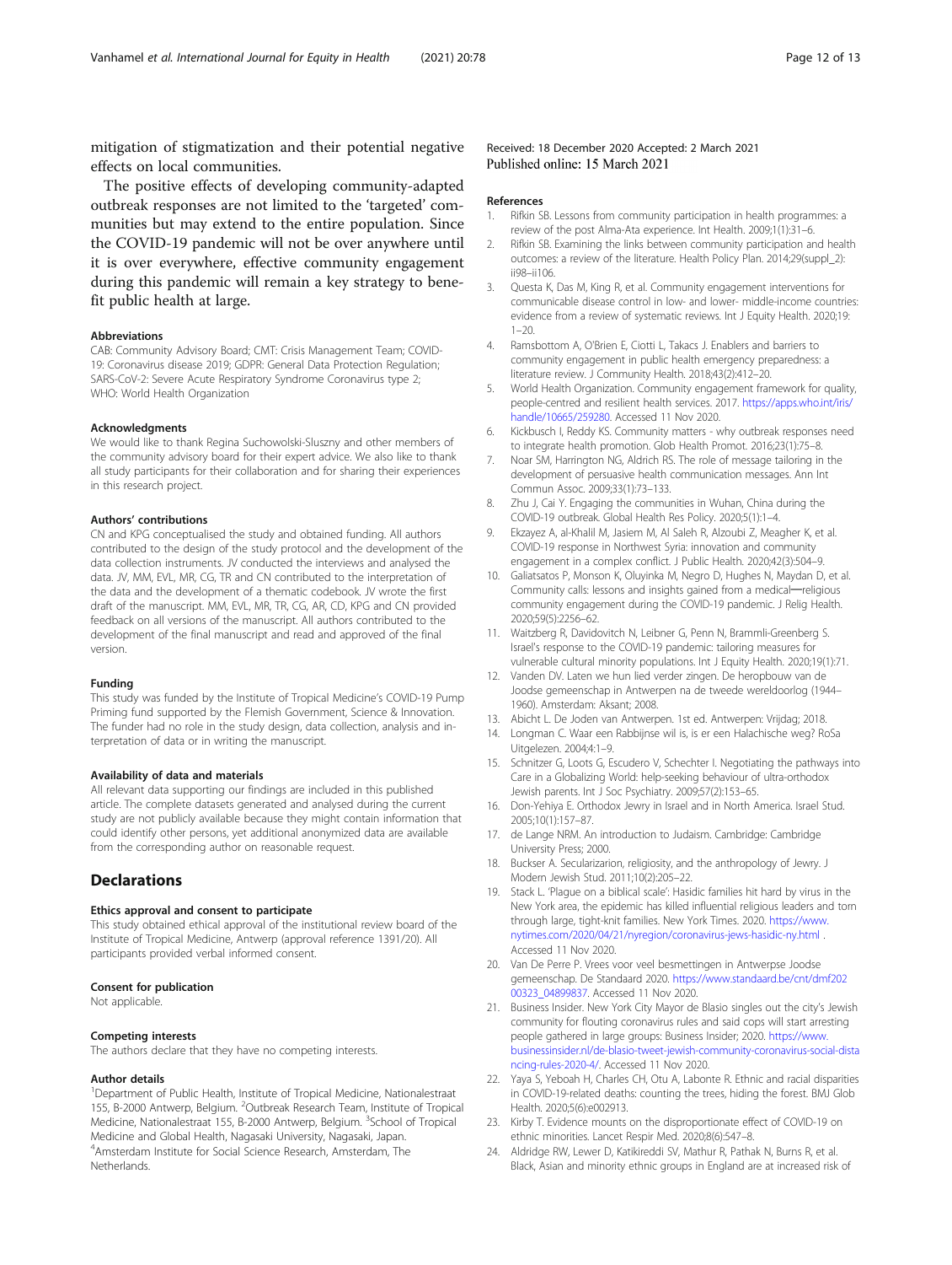mitigation of stigmatization and their potential negative effects on local communities.

The positive effects of developing community-adapted outbreak responses are not limited to the 'targeted' communities but may extend to the entire population. Since the COVID-19 pandemic will not be over anywhere until it is over everywhere, effective community engagement during this pandemic will remain a key strategy to benefit public health at large.

#### Abbreviations

CAB: Community Advisory Board; CMT: Crisis Management Team; COVID-19: Coronavirus disease 2019; GDPR: General Data Protection Regulation; SARS-CoV-2: Severe Acute Respiratory Syndrome Coronavirus type 2; WHO: World Health Organization

#### Acknowledgments

We would like to thank Regina Suchowolski-Sluszny and other members of the community advisory board for their expert advice. We also like to thank all study participants for their collaboration and for sharing their experiences in this research project.

#### Authors' contributions

CN and KPG conceptualised the study and obtained funding. All authors contributed to the design of the study protocol and the development of the data collection instruments. JV conducted the interviews and analysed the data. JV, MM, EVL, MR, CG, TR and CN contributed to the interpretation of the data and the development of a thematic codebook. JV wrote the first draft of the manuscript. MM, EVL, MR, TR, CG, AR, CD, KPG and CN provided feedback on all versions of the manuscript. All authors contributed to the development of the final manuscript and read and approved of the final version.

#### Funding

This study was funded by the Institute of Tropical Medicine's COVID-19 Pump Priming fund supported by the Flemish Government, Science & Innovation. The funder had no role in the study design, data collection, analysis and interpretation of data or in writing the manuscript.

#### Availability of data and materials

All relevant data supporting our findings are included in this published article. The complete datasets generated and analysed during the current study are not publicly available because they might contain information that could identify other persons, yet additional anonymized data are available from the corresponding author on reasonable request.

## Declarations

#### Ethics approval and consent to participate

This study obtained ethical approval of the institutional review board of the Institute of Tropical Medicine, Antwerp (approval reference 1391/20). All participants provided verbal informed consent.

#### Consent for publication

Not applicable.

#### Competing interests

The authors declare that they have no competing interests.

#### Author details

[1]Department of Public Health, Institute of Tropical Medicine, Nationalestraat 155, B-2000 Antwerp, Belgium. [2]Outbreak Research Team, Institute of Tropical Medicine, Nationalestraat 155, B-2000 Antwerp, Belgium. [3]School of Tropical Medicine and Global Health, Nagasaki University, Nagasaki, Japan. [4]Amsterdam Institute for Social Science Research, Amsterdam, The Netherlands.

Received: 18 December 2020 Accepted: 2 March 2021
Published online: 15 March 2021

#### References

1. Rifkin SB. Lessons from community participation in health programmes: a review of the post Alma-Ata experience. Int Health. 2009;1(1):31–6.
2. Rifkin SB. Examining the links between community participation and health outcomes: a review of the literature. Health Policy Plan. 2014;29(suppl_2):ii98–ii106.
3. Questa K, Das M, King R, et al. Community engagement interventions for communicable disease control in low- and lower- middle-income countries: evidence from a review of systematic reviews. Int J Equity Health. 2020;19:1–20.
4. Ramsbottom A, O'Brien E, Ciotti L, Takacs J. Enablers and barriers to community engagement in public health emergency preparedness: a literature review. J Community Health. 2018;43(2):412–20.
5. World Health Organization. Community engagement framework for quality, people-centred and resilient health services. 2017. https://apps.who.int/iris/handle/10665/259280. Accessed 11 Nov 2020.
6. Kickbusch I, Reddy KS. Community matters - why outbreak responses need to integrate health promotion. Glob Health Promot. 2016;23(1):75–8.
7. Noar SM, Harrington NG, Aldrich RS. The role of message tailoring in the development of persuasive health communication messages. Ann Int Commun Assoc. 2009;33(1):73–133.
8. Zhu J, Cai Y. Engaging the communities in Wuhan, China during the COVID-19 outbreak. Global Health Res Policy. 2020;5(1):1–4.
9. Ekzayez A, al-Khalil M, Jasiem M, Al Saleh R, Alzoubi Z, Meagher K, et al. COVID-19 response in Northwest Syria: innovation and community engagement in a complex conflict. J Public Health. 2020;42(3):504–9.
10. Galiatsatos P, Monson K, Oluyinka M, Negro D, Hughes N, Maydan D, et al. Community calls: lessons and insights gained from a medical—religious community engagement during the COVID-19 pandemic. J Relig Health. 2020;59(5):2256–62.
11. Waitzberg R, Davidovitch N, Leibner G, Penn N, Brammli-Greenberg S. Israel's response to the COVID-19 pandemic: tailoring measures for vulnerable cultural minority populations. Int J Equity Health. 2020;19(1):71.
12. Vanden DV. Laten we hun lied verder zingen. De heropbouw van de Joodse gemeenschap in Antwerpen na de tweede wereldoorlog (1944–1960). Amsterdam: Aksant; 2008.
13. Abicht L. De Joden van Antwerpen. 1st ed. Antwerpen: Vrijdag; 2018.
14. Longman C. Waar een Rabbijnse wil is, is er een Halachische weg? RoSa Uitgelezen. 2004;4:1–9.
15. Schnitzer G, Loots G, Escudero V, Schechter I. Negotiating the pathways into Care in a Globalizing World: help-seeking behaviour of ultra-orthodox Jewish parents. Int J Soc Psychiatry. 2009;57(2):153–65.
16. Don-Yehiya E. Orthodox Jewry in Israel and in North America. Israel Stud. 2005;10(1):157–87.
17. de Lange NRM. An introduction to Judaism. Cambridge: Cambridge University Press; 2000.
18. Buckser A. Secularizarion, religiosity, and the anthropology of Jewry. J Modern Jewish Stud. 2011;10(2):205–22.
19. Stack L. 'Plague on a biblical scale': Hasidic families hit hard by virus in the New York area, the epidemic has killed influential religious leaders and torn through large, tight-knit families. New York Times. 2020. https://www.nytimes.com/2020/04/21/nyregion/coronavirus-jews-hasidic-ny.html . Accessed 11 Nov 2020.
20. Van De Perre P. Vrees voor veel besmettingen in Antwerpse Joodse gemeenschap. De Standaard 2020. https://www.standaard.be/cnt/dmf20200323_04899837. Accessed 11 Nov 2020.
21. Business Insider. New York City Mayor de Blasio singles out the city's Jewish community for flouting coronavirus rules and said cops will start arresting people gathered in large groups: Business Insider; 2020. https://www.businessinsider.nl/de-blasio-tweet-jewish-community-coronavirus-social-distancing-rules-2020-4/. Accessed 11 Nov 2020.
22. Yaya S, Yeboah H, Charles CH, Otu A, Labonte R. Ethnic and racial disparities in COVID-19-related deaths: counting the trees, hiding the forest. BMJ Glob Health. 2020;5(6):e002913.
23. Kirby T. Evidence mounts on the disproportionate effect of COVID-19 on ethnic minorities. Lancet Respir Med. 2020;8(6):547–8.
24. Aldridge RW, Lewer D, Katikireddi SV, Mathur R, Pathak N, Burns R, et al. Black, Asian and minority ethnic groups in England are at increased risk of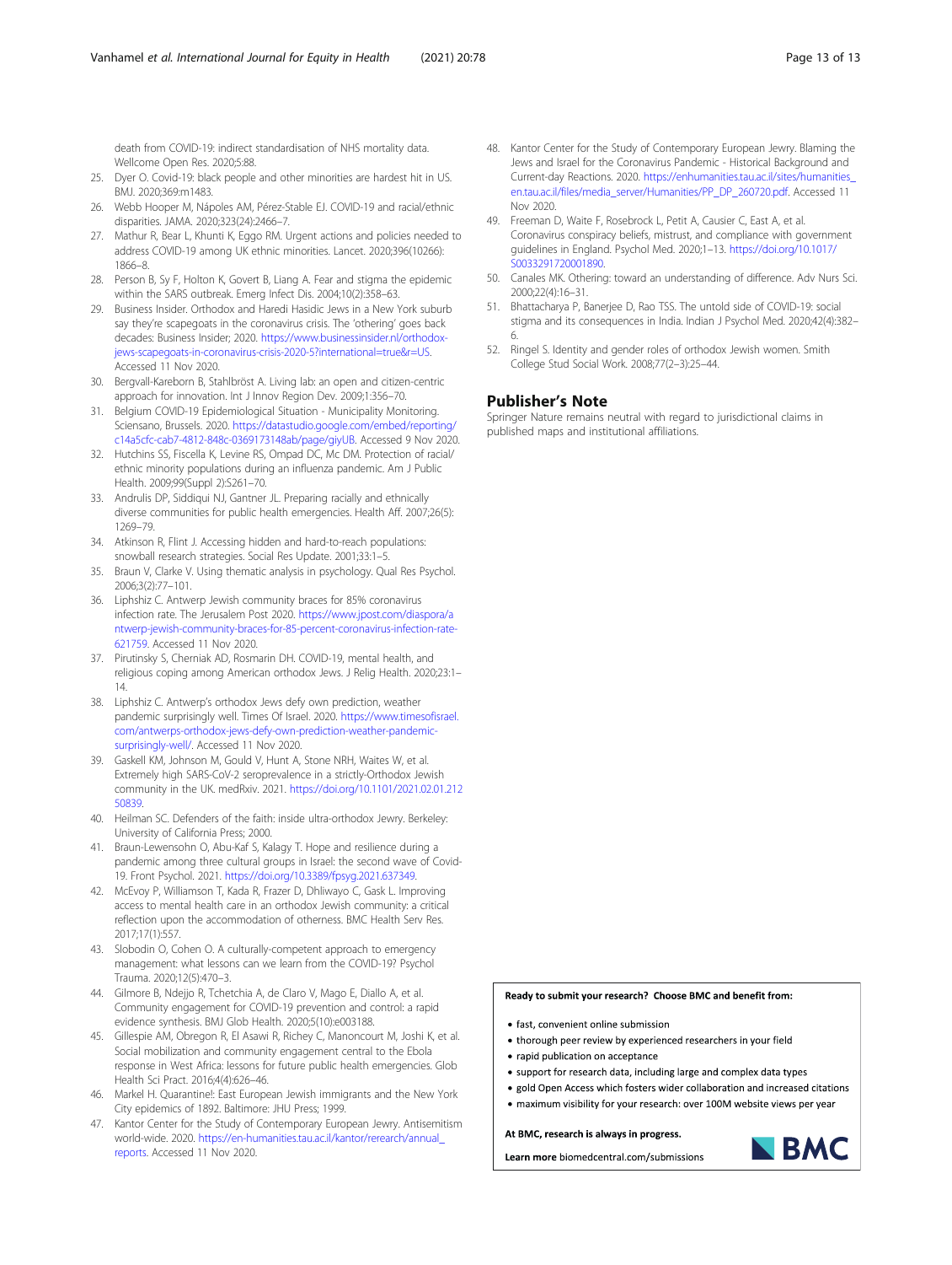death from COVID-19: indirect standardisation of NHS mortality data. Wellcome Open Res. 2020;5:88.

25. Dyer O. Covid-19: black people and other minorities are hardest hit in US. BMJ. 2020;369:m1483.
26. Webb Hooper M, Nápoles AM, Pérez-Stable EJ. COVID-19 and racial/ethnic disparities. JAMA. 2020;323(24):2466–7.
27. Mathur R, Bear L, Khunti K, Eggo RM. Urgent actions and policies needed to address COVID-19 among UK ethnic minorities. Lancet. 2020;396(10266): 1866–8.
28. Person B, Sy F, Holton K, Govert B, Liang A. Fear and stigma the epidemic within the SARS outbreak. Emerg Infect Dis. 2004;10(2):358–63.
29. Business Insider. Orthodox and Haredi Hasidic Jews in a New York suburb say they're scapegoats in the coronavirus crisis. The 'othering' goes back decades: Business Insider; 2020. https://www.businessinsider.nl/orthodox-jews-scapegoats-in-coronavirus-crisis-2020-5?international=true&r=US. Accessed 11 Nov 2020.
30. Bergvall-Kareborn B, Stahlbröst A. Living lab: an open and citizen-centric approach for innovation. Int J Innov Region Dev. 2009;1:356–70.
31. Belgium COVID-19 Epidemiological Situation - Municipality Monitoring. Sciensano, Brussels. 2020. https://datastudio.google.com/embed/reporting/c14a5cfc-cab7-4812-848c-0369173148ab/page/giyUB. Accessed 9 Nov 2020.
32. Hutchins SS, Fiscella K, Levine RS, Ompad DC, Mc DM. Protection of racial/ethnic minority populations during an influenza pandemic. Am J Public Health. 2009;99(Suppl 2):S261–70.
33. Andrulis DP, Siddiqui NJ, Gantner JL. Preparing racially and ethnically diverse communities for public health emergencies. Health Aff. 2007;26(5): 1269–79.
34. Atkinson R, Flint J. Accessing hidden and hard-to-reach populations: snowball research strategies. Social Res Update. 2001;33:1–5.
35. Braun V, Clarke V. Using thematic analysis in psychology. Qual Res Psychol. 2006;3(2):77–101.
36. Liphshiz C. Antwerp Jewish community braces for 85% coronavirus infection rate. The Jerusalem Post 2020. https://www.jpost.com/diaspora/antwerp-jewish-community-braces-for-85-percent-coronavirus-infection-rate-621759. Accessed 11 Nov 2020.
37. Pirutinsky S, Cherniak AD, Rosmarin DH. COVID-19, mental health, and religious coping among American orthodox Jews. J Relig Health. 2020;23:1–14.
38. Liphshiz C. Antwerp's orthodox Jews defy own prediction, weather pandemic surprisingly well. Times Of Israel. 2020. https://www.timesofisrael.com/antwerps-orthodox-jews-defy-own-prediction-weather-pandemic-surprisingly-well/. Accessed 11 Nov 2020.
39. Gaskell KM, Johnson M, Gould V, Hunt A, Stone NRH, Waites W, et al. Extremely high SARS-CoV-2 seroprevalence in a strictly-Orthodox Jewish community in the UK. medRxiv. 2021. https://doi.org/10.1101/2021.02.01.21250839.
40. Heilman SC. Defenders of the faith: inside ultra-orthodox Jewry. Berkeley: University of California Press; 2000.
41. Braun-Lewensohn O, Abu-Kaf S, Kalagy T. Hope and resilience during a pandemic among three cultural groups in Israel: the second wave of Covid-19. Front Psychol. 2021. https://doi.org/10.3389/fpsyg.2021.637349.
42. McEvoy P, Williamson T, Kada R, Frazer D, Dhliwayo C, Gask L. Improving access to mental health care in an orthodox Jewish community: a critical reflection upon the accommodation of otherness. BMC Health Serv Res. 2017;17(1):557.
43. Slobodin O, Cohen O. A culturally-competent approach to emergency management: what lessons can we learn from the COVID-19? Psychol Trauma. 2020;12(5):470–3.
44. Gilmore B, Ndejjo R, Tchetchia A, de Claro V, Mago E, Diallo A, et al. Community engagement for COVID-19 prevention and control: a rapid evidence synthesis. BMJ Glob Health. 2020;5(10):e003188.
45. Gillespie AM, Obregon R, El Asawi R, Richey C, Manoncourt M, Joshi K, et al. Social mobilization and community engagement central to the Ebola response in West Africa: lessons for future public health emergencies. Glob Health Sci Pract. 2016;4(4):626–46.
46. Markel H. Quarantine!: East European Jewish immigrants and the New York City epidemics of 1892. Baltimore: JHU Press; 1999.
47. Kantor Center for the Study of Contemporary European Jewry. Antisemitism world-wide. 2020. https://en-humanities.tau.ac.il/kantor/rerearch/annual_reports. Accessed 11 Nov 2020.
48. Kantor Center for the Study of Contemporary European Jewry. Blaming the Jews and Israel for the Coronavirus Pandemic - Historical Background and Current-day Reactions. 2020. https://enhumanities.tau.ac.il/sites/humanities_en.tau.ac.il/files/media_server/Humanities/PP_DP_260720.pdf. Accessed 11 Nov 2020.
49. Freeman D, Waite F, Rosebrock L, Petit A, Causier C, East A, et al. Coronavirus conspiracy beliefs, mistrust, and compliance with government guidelines in England. Psychol Med. 2020;1–13. https://doi.org/10.1017/S0033291720001890.
50. Canales MK. Othering: toward an understanding of difference. Adv Nurs Sci. 2000;22(4):16–31.
51. Bhattacharya P, Banerjee D, Rao TSS. The untold side of COVID-19: social stigma and its consequences in India. Indian J Psychol Med. 2020;42(4):382–6.
52. Ringel S. Identity and gender roles of orthodox Jewish women. Smith College Stud Social Work. 2008;77(2–3):25–44.

## Publisher's Note

Springer Nature remains neutral with regard to jurisdictional claims in published maps and institutional affiliations.

**Ready to submit your research? Choose BMC and benefit from:**

- fast, convenient online submission
- thorough peer review by experienced researchers in your field
- rapid publication on acceptance
- support for research data, including large and complex data types
- gold Open Access which fosters wider collaboration and increased citations
- maximum visibility for your research: over 100M website views per year

**At BMC, research is always in progress.**

**Learn more** biomedcentral.com/submissions

BMC